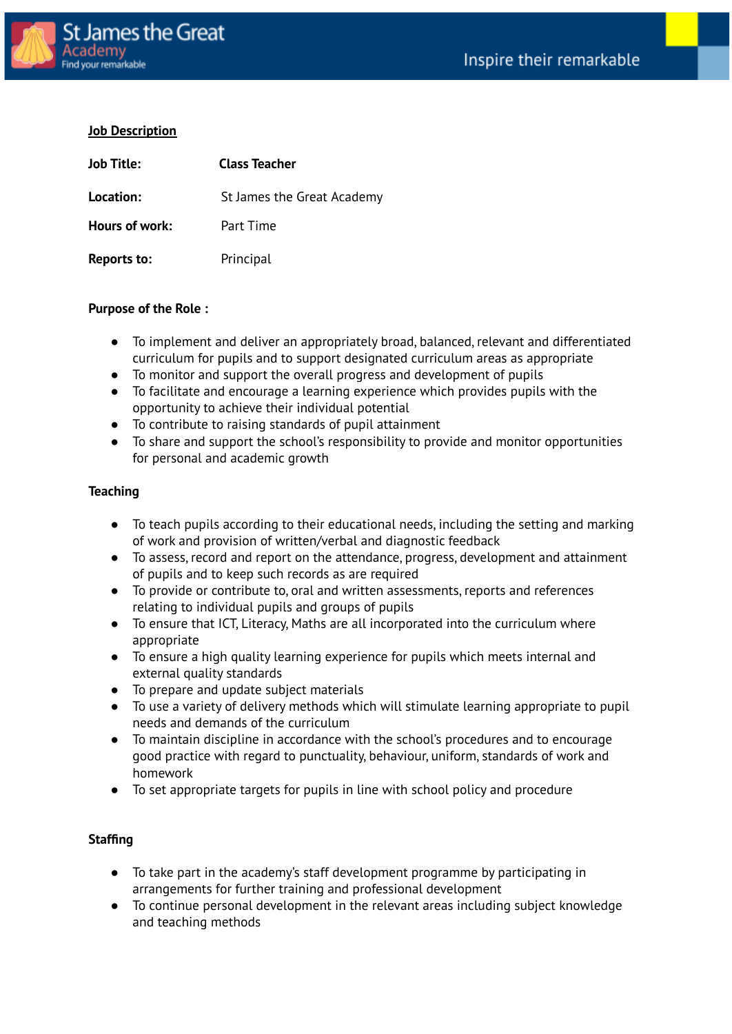## Job Description

**Job Title:** **Class Teacher**

**Location:** St James the Great Academy

**Hours of work:** Part Time

**Reports to:** Principal

**Purpose of the Role :**

- To implement and deliver an appropriately broad, balanced, relevant and differentiated curriculum for pupils and to support designated curriculum areas as appropriate
- To monitor and support the overall progress and development of pupils
- To facilitate and encourage a learning experience which provides pupils with the opportunity to achieve their individual potential
- To contribute to raising standards of pupil attainment
- To share and support the school's responsibility to provide and monitor opportunities for personal and academic growth

**Teaching**

- To teach pupils according to their educational needs, including the setting and marking of work and provision of written/verbal and diagnostic feedback
- To assess, record and report on the attendance, progress, development and attainment of pupils and to keep such records as are required
- To provide or contribute to, oral and written assessments, reports and references relating to individual pupils and groups of pupils
- To ensure that ICT, Literacy, Maths are all incorporated into the curriculum where appropriate
- To ensure a high quality learning experience for pupils which meets internal and external quality standards
- To prepare and update subject materials
- To use a variety of delivery methods which will stimulate learning appropriate to pupil needs and demands of the curriculum
- To maintain discipline in accordance with the school's procedures and to encourage good practice with regard to punctuality, behaviour, uniform, standards of work and homework
- To set appropriate targets for pupils in line with school policy and procedure

**Staffing**

- To take part in the academy's staff development programme by participating in arrangements for further training and professional development
- To continue personal development in the relevant areas including subject knowledge and teaching methods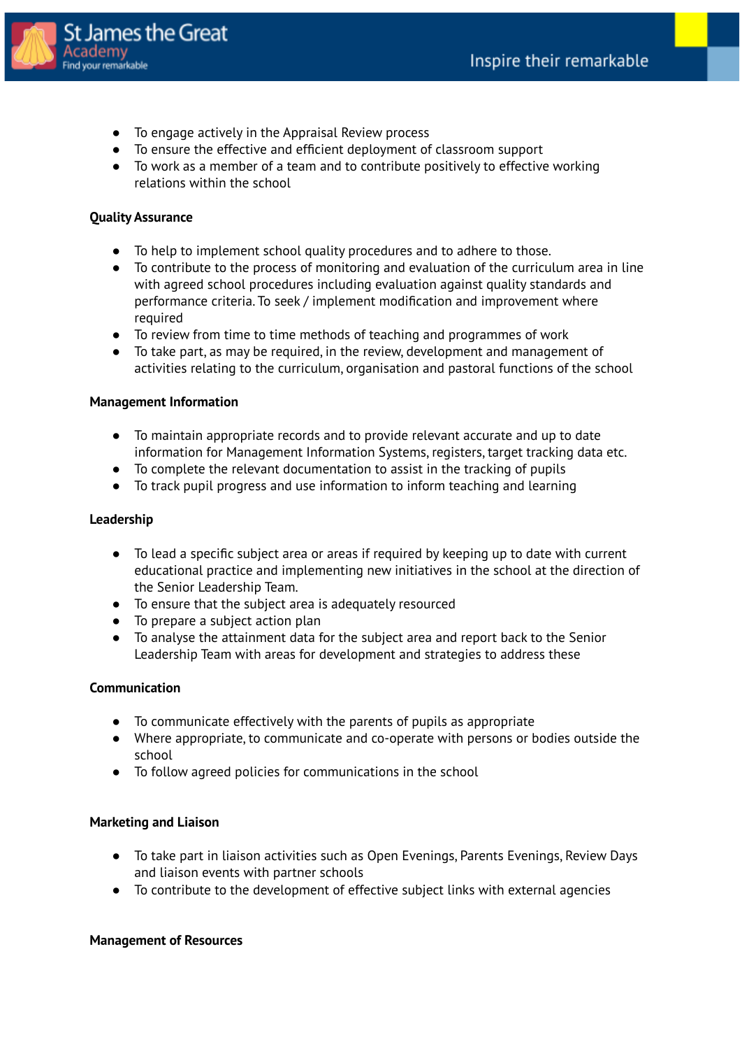- To engage actively in the Appraisal Review process
- To ensure the effective and efficient deployment of classroom support
- To work as a member of a team and to contribute positively to effective working relations within the school

**Quality Assurance**

- To help to implement school quality procedures and to adhere to those.
- To contribute to the process of monitoring and evaluation of the curriculum area in line with agreed school procedures including evaluation against quality standards and performance criteria. To seek / implement modification and improvement where required
- To review from time to time methods of teaching and programmes of work
- To take part, as may be required, in the review, development and management of activities relating to the curriculum, organisation and pastoral functions of the school

**Management Information**

- To maintain appropriate records and to provide relevant accurate and up to date information for Management Information Systems, registers, target tracking data etc.
- To complete the relevant documentation to assist in the tracking of pupils
- To track pupil progress and use information to inform teaching and learning

**Leadership**

- To lead a specific subject area or areas if required by keeping up to date with current educational practice and implementing new initiatives in the school at the direction of the Senior Leadership Team.
- To ensure that the subject area is adequately resourced
- To prepare a subject action plan
- To analyse the attainment data for the subject area and report back to the Senior Leadership Team with areas for development and strategies to address these

**Communication**

- To communicate effectively with the parents of pupils as appropriate
- Where appropriate, to communicate and co-operate with persons or bodies outside the school
- To follow agreed policies for communications in the school

**Marketing and Liaison**

- To take part in liaison activities such as Open Evenings, Parents Evenings, Review Days and liaison events with partner schools
- To contribute to the development of effective subject links with external agencies

**Management of Resources**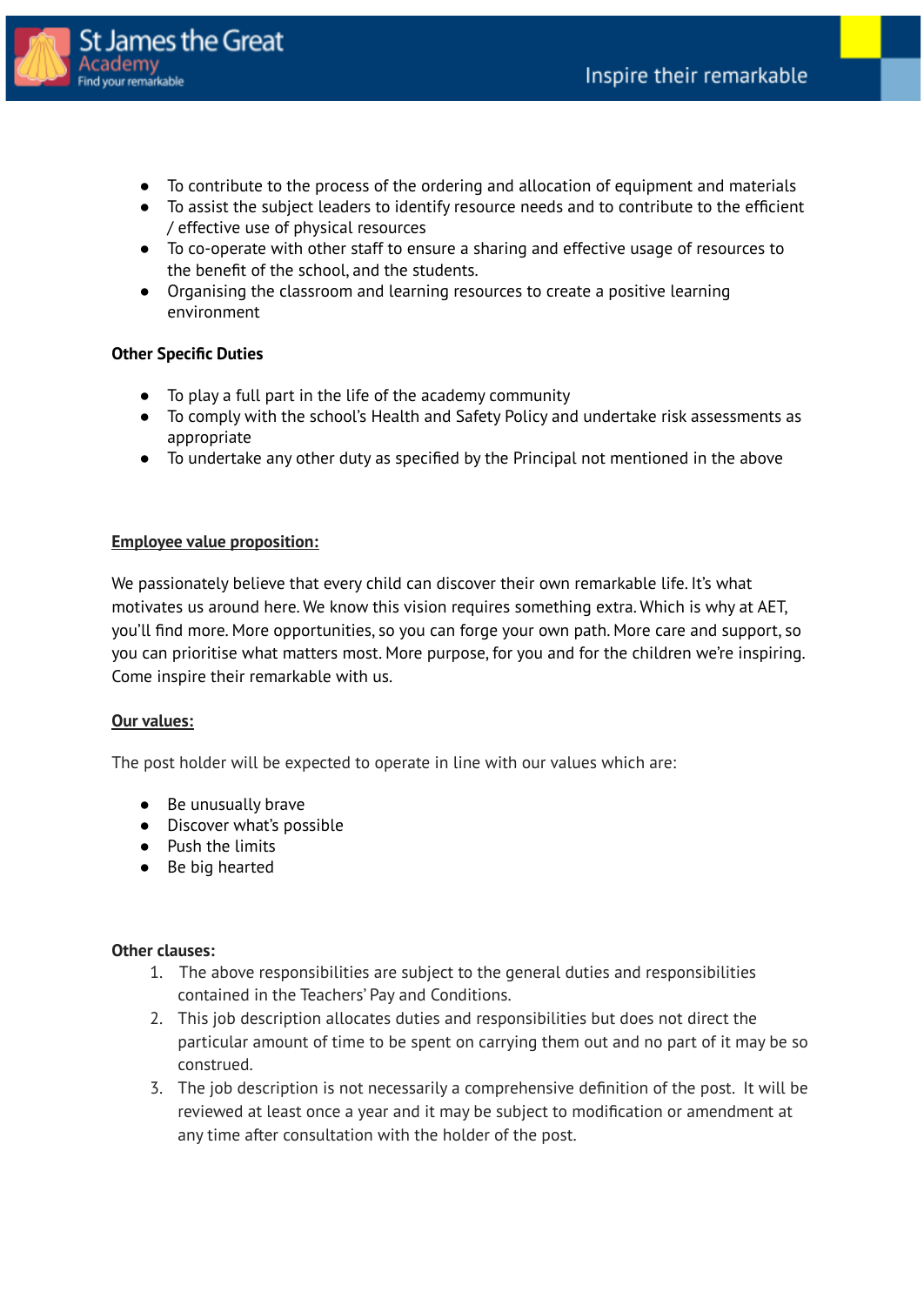- To contribute to the process of the ordering and allocation of equipment and materials
- To assist the subject leaders to identify resource needs and to contribute to the efficient / effective use of physical resources
- To co-operate with other staff to ensure a sharing and effective usage of resources to the benefit of the school, and the students.
- Organising the classroom and learning resources to create a positive learning environment

**Other Specific Duties**

- To play a full part in the life of the academy community
- To comply with the school's Health and Safety Policy and undertake risk assessments as appropriate
- To undertake any other duty as specified by the Principal not mentioned in the above

**Employee value proposition:**

We passionately believe that every child can discover their own remarkable life. It's what motivates us around here. We know this vision requires something extra. Which is why at AET, you'll find more. More opportunities, so you can forge your own path. More care and support, so you can prioritise what matters most. More purpose, for you and for the children we're inspiring. Come inspire their remarkable with us.

**Our values:**

The post holder will be expected to operate in line with our values which are:

- Be unusually brave
- Discover what's possible
- Push the limits
- Be big hearted

**Other clauses:**

1. The above responsibilities are subject to the general duties and responsibilities contained in the Teachers' Pay and Conditions.
2. This job description allocates duties and responsibilities but does not direct the particular amount of time to be spent on carrying them out and no part of it may be so construed.
3. The job description is not necessarily a comprehensive definition of the post. It will be reviewed at least once a year and it may be subject to modification or amendment at any time after consultation with the holder of the post.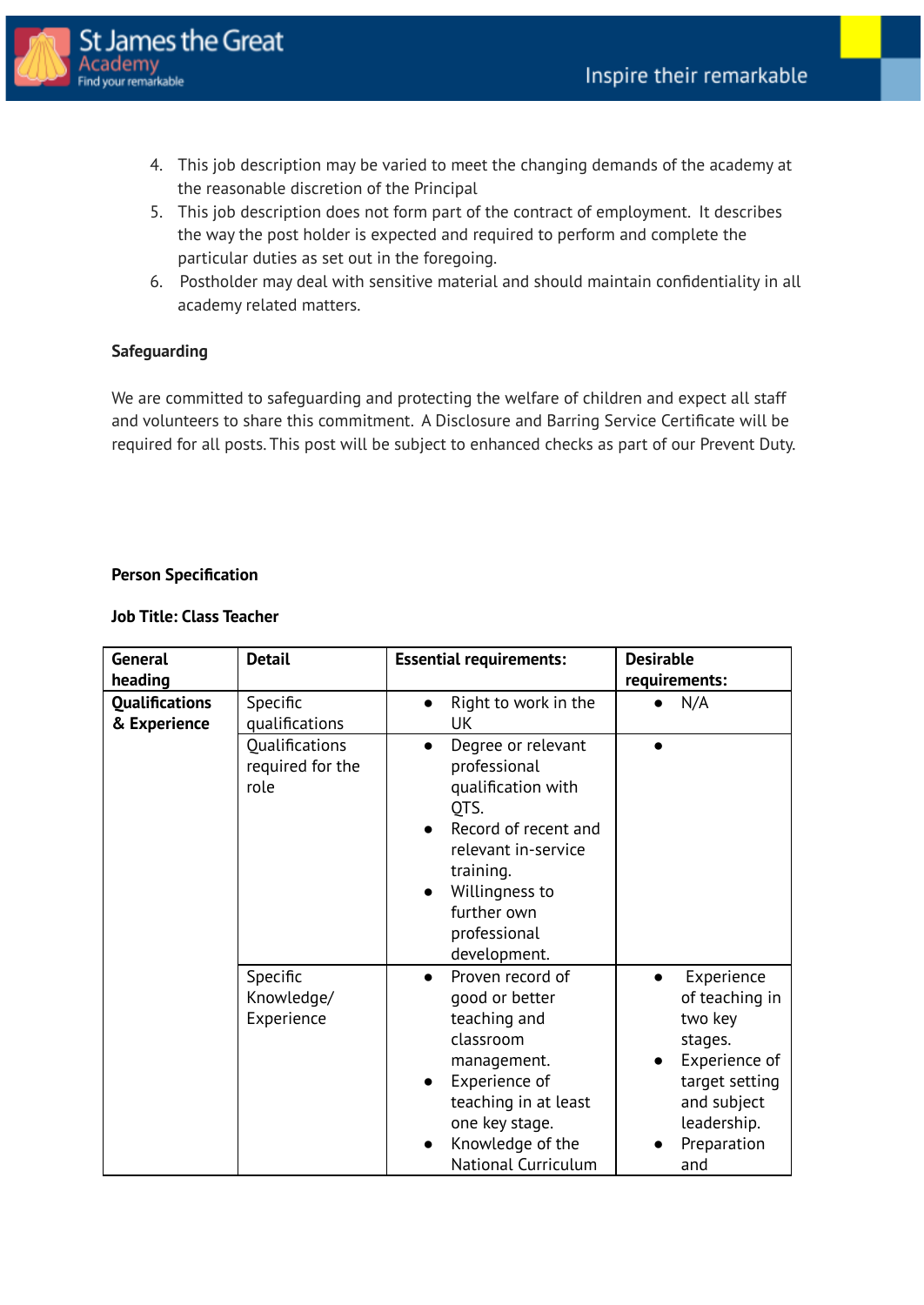4. This job description may be varied to meet the changing demands of the academy at the reasonable discretion of the Principal
5. This job description does not form part of the contract of employment. It describes the way the post holder is expected and required to perform and complete the particular duties as set out in the foregoing.
6. Postholder may deal with sensitive material and should maintain confidentiality in all academy related matters.

**Safeguarding**

We are committed to safeguarding and protecting the welfare of children and expect all staff and volunteers to share this commitment. A Disclosure and Barring Service Certificate will be required for all posts. This post will be subject to enhanced checks as part of our Prevent Duty.

**Person Specification**

**Job Title: Class Teacher**

| General heading | Detail | Essential requirements: | Desirable requirements: |
|---|---|---|---|
| **Qualifications & Experience** | Specific qualifications | • Right to work in the UK | • N/A |
| | Qualifications required for the role | • Degree or relevant professional qualification with QTS.<br>• Record of recent and relevant in-service training.<br>• Willingness to further own professional development. | • |
| | Specific Knowledge/ Experience | • Proven record of good or better teaching and classroom management.<br>• Experience of teaching in at least one key stage.<br>• Knowledge of the National Curriculum | • Experience of teaching in two key stages.<br>• Experience of target setting and subject leadership.<br>• Preparation and |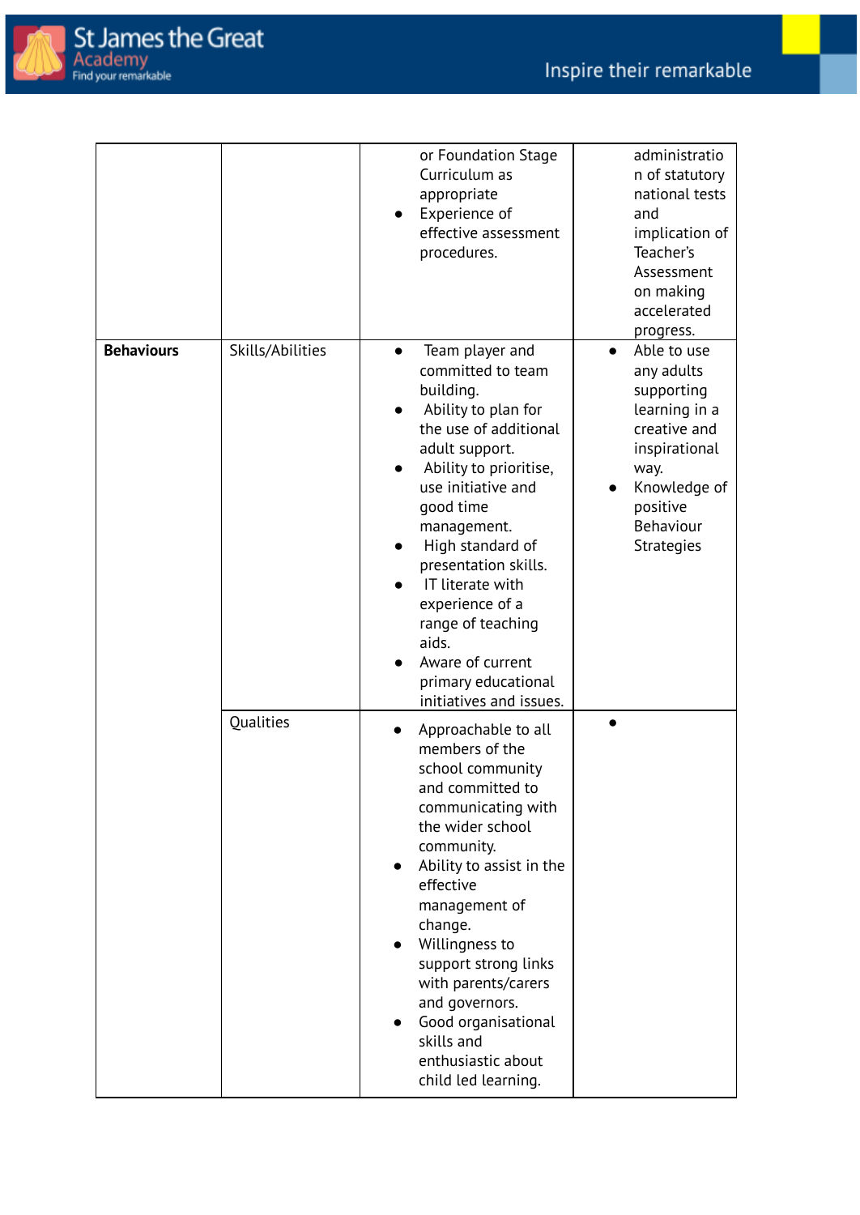| | | | |
|---|---|---|---|
| | | or Foundation Stage Curriculum as appropriate<br>• Experience of effective assessment procedures. | administration of statutory national tests and implication of Teacher's Assessment on making accelerated progress. |
| **Behaviours** | Skills/Abilities | • Team player and committed to team building.<br>• Ability to plan for the use of additional adult support.<br>• Ability to prioritise, use initiative and good time management.<br>• High standard of presentation skills.<br>• IT literate with experience of a range of teaching aids.<br>• Aware of current primary educational initiatives and issues. | • Able to use any adults supporting learning in a creative and inspirational way.<br>• Knowledge of positive Behaviour Strategies |
| | Qualities | • Approachable to all members of the school community and committed to communicating with the wider school community.<br>• Ability to assist in the effective management of change.<br>• Willingness to support strong links with parents/carers and governors.<br>• Good organisational skills and enthusiastic about child led learning. | • |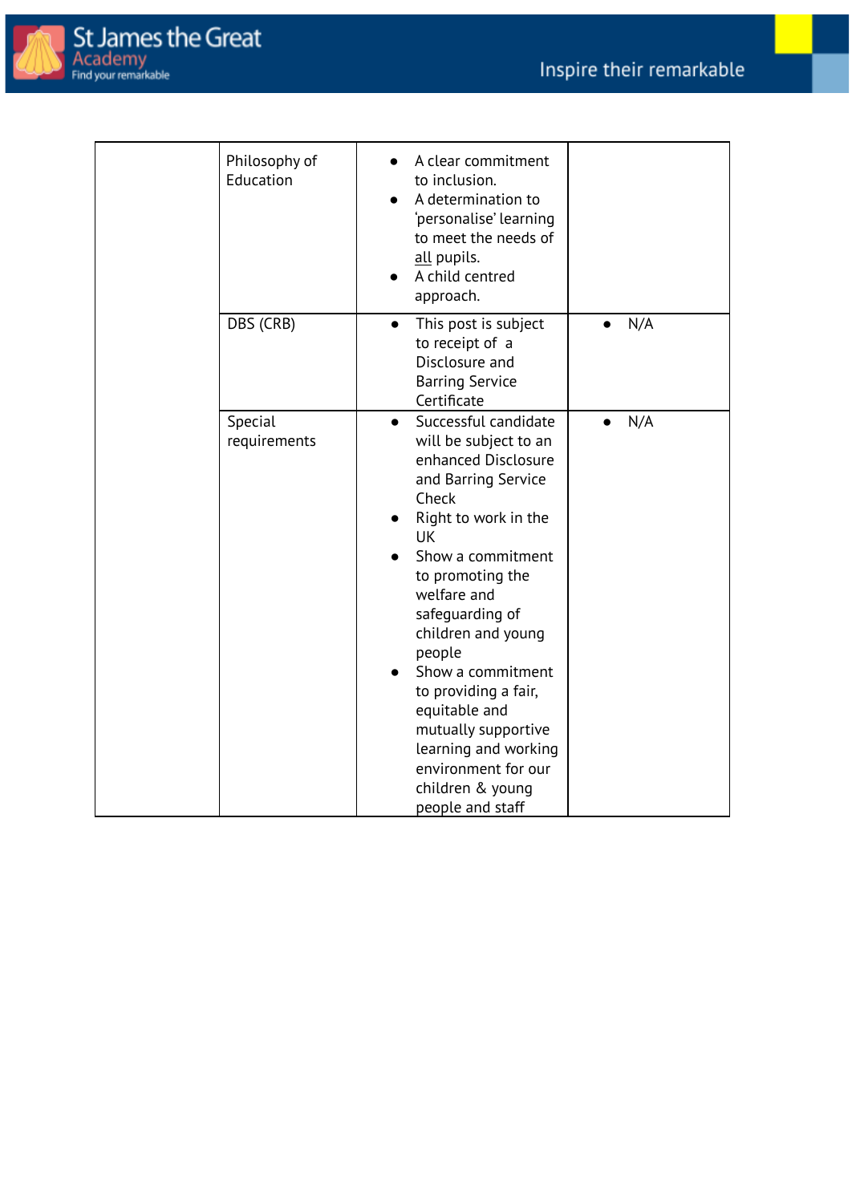| | | | |
|---|---|---|---|
| | Philosophy of Education | • A clear commitment to inclusion. <br> • A determination to 'personalise' learning to meet the needs of all pupils. <br> • A child centred approach. | |
| | DBS (CRB) | • This post is subject to receipt of a Disclosure and Barring Service Certificate | • N/A |
| | Special requirements | • Successful candidate will be subject to an enhanced Disclosure and Barring Service Check <br> • Right to work in the UK <br> • Show a commitment to promoting the welfare and safeguarding of children and young people <br> • Show a commitment to providing a fair, equitable and mutually supportive learning and working environment for our children & young people and staff | • N/A |